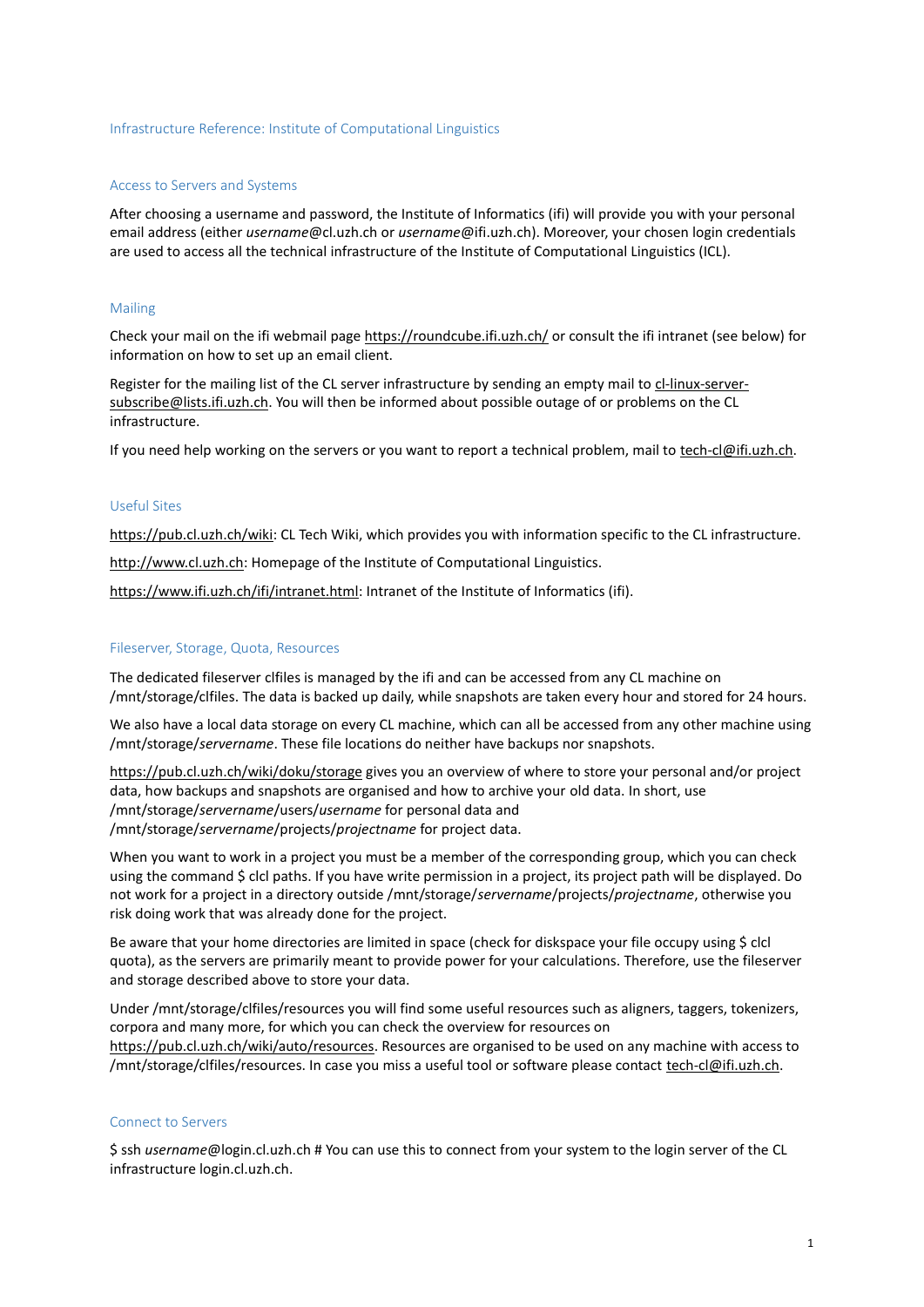# Infrastructure Reference: Institute of Computational Linguistics

## Access to Servers and Systems

After choosing a username and password, the Institute of Informatics (ifi) will provide you with your personal email address (either *username*@cl.uzh.ch or *username*@ifi.uzh.ch). Moreover, your chosen login credentials are used to access all the technical infrastructure of the Institute of Computational Linguistics (ICL).

## Mailing

Check your mail on the ifi webmail page https://roundcube.ifi.uzh.ch/ or consult the ifi intranet (see below) for information on how to set up an email client.

Register for the mailing list of the CL server infrastructure by sending an empty mail to cl-linux-server-subscribe@lists.ifi.uzh.ch. You will then be informed about possible outage of or problems on the CL infrastructure.

If you need help working on the servers or you want to report a technical problem, mail to tech-cl@ifi.uzh.ch.

## Useful Sites

https://pub.cl.uzh.ch/wiki: CL Tech Wiki, which provides you with information specific to the CL infrastructure.

http://www.cl.uzh.ch: Homepage of the Institute of Computational Linguistics.

https://www.ifi.uzh.ch/ifi/intranet.html: Intranet of the Institute of Informatics (ifi).

## Fileserver, Storage, Quota, Resources

The dedicated fileserver clfiles is managed by the ifi and can be accessed from any CL machine on /mnt/storage/clfiles. The data is backed up daily, while snapshots are taken every hour and stored for 24 hours.

We also have a local data storage on every CL machine, which can all be accessed from any other machine using /mnt/storage/*servername*. These file locations do neither have backups nor snapshots.

https://pub.cl.uzh.ch/wiki/doku/storage gives you an overview of where to store your personal and/or project data, how backups and snapshots are organised and how to archive your old data. In short, use /mnt/storage/*servername*/users/*username* for personal data and /mnt/storage/*servername*/projects/*projectname* for project data.

When you want to work in a project you must be a member of the corresponding group, which you can check using the command $ clcl paths. If you have write permission in a project, its project path will be displayed. Do not work for a project in a directory outside /mnt/storage/*servername*/projects/*projectname*, otherwise you risk doing work that was already done for the project.

Be aware that your home directories are limited in space (check for diskspace your file occupy using $ clcl quota), as the servers are primarily meant to provide power for your calculations. Therefore, use the fileserver and storage described above to store your data.

Under /mnt/storage/clfiles/resources you will find some useful resources such as aligners, taggers, tokenizers, corpora and many more, for which you can check the overview for resources on https://pub.cl.uzh.ch/wiki/auto/resources. Resources are organised to be used on any machine with access to /mnt/storage/clfiles/resources. In case you miss a useful tool or software please contact tech-cl@ifi.uzh.ch.

## Connect to Servers

$ ssh *username*@login.cl.uzh.ch # You can use this to connect from your system to the login server of the CL infrastructure login.cl.uzh.ch.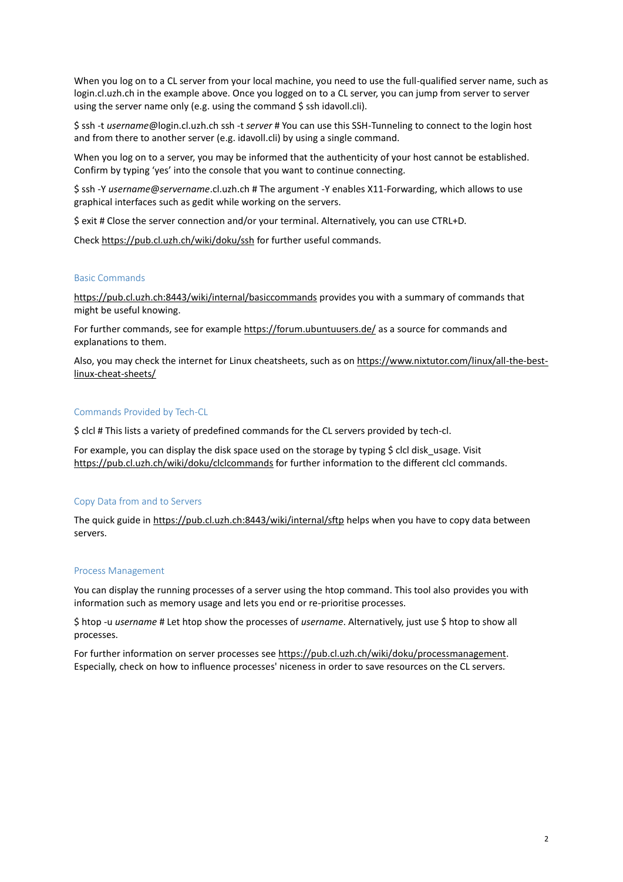When you log on to a CL server from your local machine, you need to use the full-qualified server name, such as login.cl.uzh.ch in the example above. Once you logged on to a CL server, you can jump from server to server using the server name only (e.g. using the command $ ssh idavoll.cli).

$ ssh -t *username*@login.cl.uzh.ch ssh -t *server* # You can use this SSH-Tunneling to connect to the login host and from there to another server (e.g. idavoll.cli) by using a single command.

When you log on to a server, you may be informed that the authenticity of your host cannot be established. Confirm by typing 'yes' into the console that you want to continue connecting.

$ ssh -Y *username@servername*.cl.uzh.ch # The argument -Y enables X11-Forwarding, which allows to use graphical interfaces such as gedit while working on the servers.

$ exit # Close the server connection and/or your terminal. Alternatively, you can use CTRL+D.

Check https://pub.cl.uzh.ch/wiki/doku/ssh for further useful commands.

## Basic Commands

https://pub.cl.uzh.ch:8443/wiki/internal/basiccommands provides you with a summary of commands that might be useful knowing.

For further commands, see for example https://forum.ubuntuusers.de/ as a source for commands and explanations to them.

Also, you may check the internet for Linux cheatsheets, such as on https://www.nixtutor.com/linux/all-the-best-linux-cheat-sheets/

## Commands Provided by Tech-CL

$ clcl # This lists a variety of predefined commands for the CL servers provided by tech-cl.

For example, you can display the disk space used on the storage by typing $ clcl disk_usage. Visit https://pub.cl.uzh.ch/wiki/doku/clclcommands for further information to the different clcl commands.

## Copy Data from and to Servers

The quick guide in https://pub.cl.uzh.ch:8443/wiki/internal/sftp helps when you have to copy data between servers.

## Process Management

You can display the running processes of a server using the htop command. This tool also provides you with information such as memory usage and lets you end or re-prioritise processes.

$ htop -u *username* # Let htop show the processes of *username*. Alternatively, just use $ htop to show all processes.

For further information on server processes see https://pub.cl.uzh.ch/wiki/doku/processmanagement. Especially, check on how to influence processes' niceness in order to save resources on the CL servers.